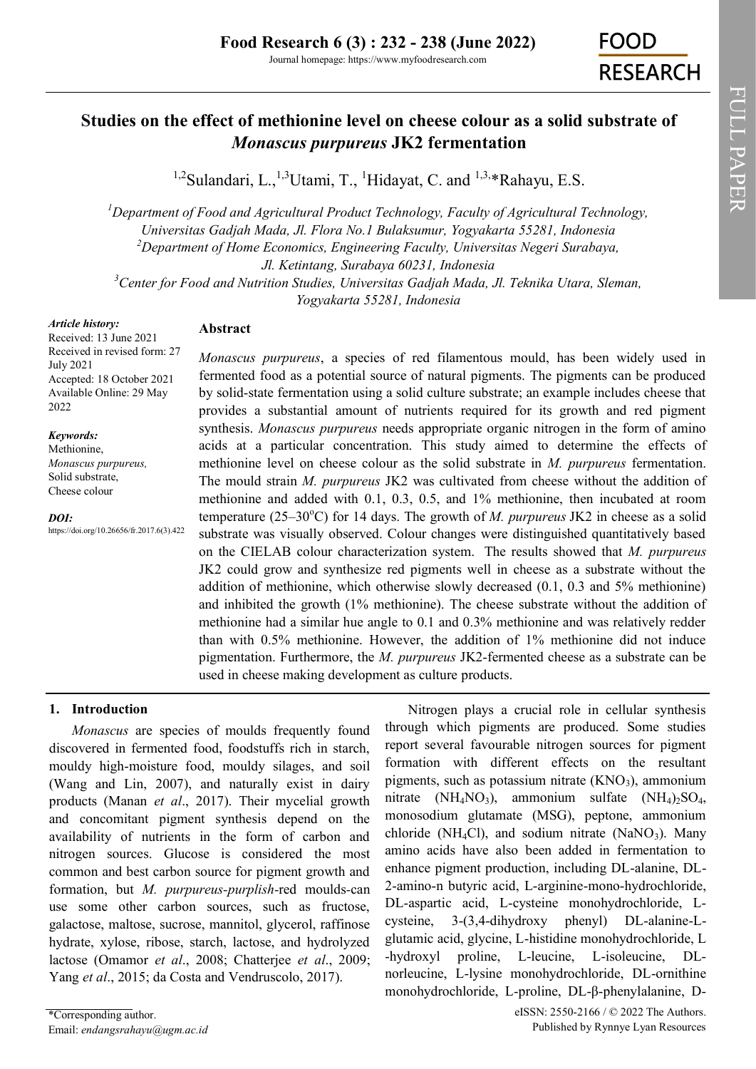# Studies on the effect of methionine level on cheese colour as a solid substrate of *Monascus purpureus* JK2 fermentation

[1,2]Sulandari, L.,[1,3]Utami, T., [1]Hidayat, C. and [1,3,]*Rahayu, E.S.

[1]*Department of Food and Agricultural Product Technology, Faculty of Agricultural Technology, Universitas Gadjah Mada, Jl. Flora No.1 Bulaksumur, Yogyakarta 55281, Indonesia*
[2]*Department of Home Economics, Engineering Faculty, Universitas Negeri Surabaya, Jl. Ketintang, Surabaya 60231, Indonesia*
[3]*Center for Food and Nutrition Studies, Universitas Gadjah Mada, Jl. Teknika Utara, Sleman, Yogyakarta 55281, Indonesia*

***Article history:***
Received: 13 June 2021
Received in revised form: 27 July 2021
Accepted: 18 October 2021
Available Online: 29 May 2022

***Keywords:***
Methionine,
*Monascus purpureus,*
Solid substrate,
Cheese colour

***DOI:***
https://doi.org/10.26656/fr.2017.6(3).422

## Abstract

*Monascus purpureus*, a species of red filamentous mould, has been widely used in fermented food as a potential source of natural pigments. The pigments can be produced by solid-state fermentation using a solid culture substrate; an example includes cheese that provides a substantial amount of nutrients required for its growth and red pigment synthesis. *Monascus purpureus* needs appropriate organic nitrogen in the form of amino acids at a particular concentration. This study aimed to determine the effects of methionine level on cheese colour as the solid substrate in *M. purpureus* fermentation. The mould strain *M. purpureus* JK2 was cultivated from cheese without the addition of methionine and added with 0.1, 0.3, 0.5, and 1% methionine, then incubated at room temperature (25–30°C) for 14 days. The growth of *M. purpureus* JK2 in cheese as a solid substrate was visually observed. Colour changes were distinguished quantitatively based on the CIELAB colour characterization system. The results showed that *M. purpureus* JK2 could grow and synthesize red pigments well in cheese as a substrate without the addition of methionine, which otherwise slowly decreased (0.1, 0.3 and 5% methionine) and inhibited the growth (1% methionine). The cheese substrate without the addition of methionine had a similar hue angle to 0.1 and 0.3% methionine and was relatively redder than with 0.5% methionine. However, the addition of 1% methionine did not induce pigmentation. Furthermore, the *M. purpureus* JK2-fermented cheese as a substrate can be used in cheese making development as culture products.

## 1. Introduction

*Monascus* are species of moulds frequently found discovered in fermented food, foodstuffs rich in starch, mouldy high-moisture food, mouldy silages, and soil (Wang and Lin, 2007), and naturally exist in dairy products (Manan *et al*., 2017). Their mycelial growth and concomitant pigment synthesis depend on the availability of nutrients in the form of carbon and nitrogen sources. Glucose is considered the most common and best carbon source for pigment growth and formation, but *M. purpureus-purplish*-red moulds-can use some other carbon sources, such as fructose, galactose, maltose, sucrose, mannitol, glycerol, raffinose hydrate, xylose, ribose, starch, lactose, and hydrolyzed lactose (Omamor *et al*., 2008; Chatterjee *et al*., 2009; Yang *et al*., 2015; da Costa and Vendruscolo, 2017).

Nitrogen plays a crucial role in cellular synthesis through which pigments are produced. Some studies report several favourable nitrogen sources for pigment formation with different effects on the resultant pigments, such as potassium nitrate ($KNO_3$), ammonium nitrate ($NH_4NO_3$), ammonium sulfate $(NH_4)_2SO_4$, monosodium glutamate (MSG), peptone, ammonium chloride ($NH_4Cl$), and sodium nitrate ($NaNO_3$). Many amino acids have also been added in fermentation to enhance pigment production, including DL-alanine, DL-2-amino-n butyric acid, L-arginine-mono-hydrochloride, DL-aspartic acid, L-cysteine monohydrochloride, L-cysteine, 3-(3,4-dihydroxy phenyl) DL-alanine-L-glutamic acid, glycine, L-histidine monohydrochloride, L-hydroxyl proline, L-leucine, L-isoleucine, DL-norleucine, L-lysine monohydrochloride, DL-ornithine monohydrochloride, L-proline, DL-β-phenylalanine, D-

*Corresponding author.
Email: *endangsrahayu@ugm.ac.id*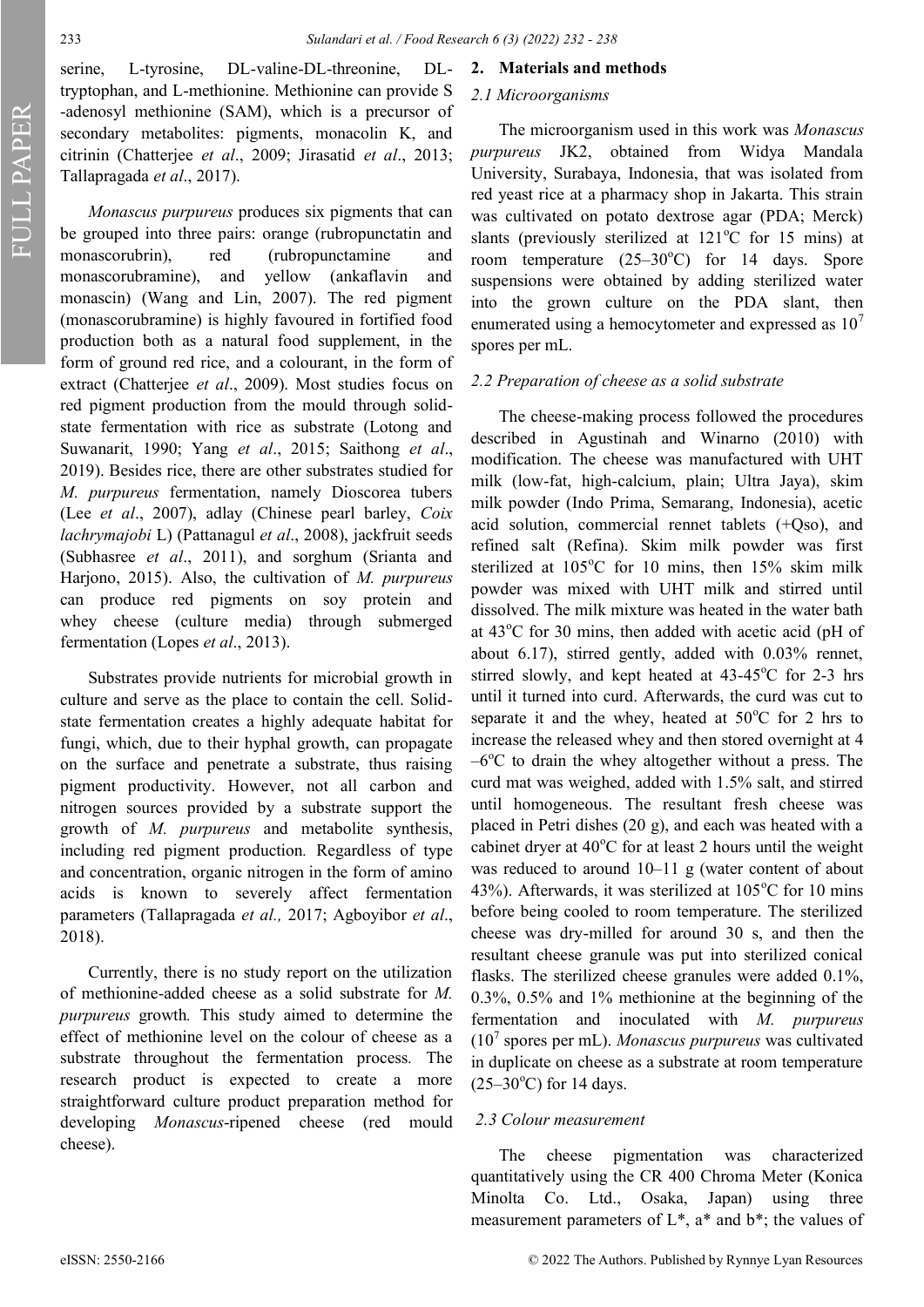serine, L-tyrosine, DL-valine-DL-threonine, DL-tryptophan, and L-methionine. Methionine can provide S -adenosyl methionine (SAM), which is a precursor of secondary metabolites: pigments, monacolin K, and citrinin (Chatterjee *et al*., 2009; Jirasatid *et al*., 2013; Tallapragada *et al*., 2017).

*Monascus purpureus* produces six pigments that can be grouped into three pairs: orange (rubropunctatin and monascorubrin), red (rubropunctamine and monascorubramine), and yellow (ankaflavin and monascin) (Wang and Lin, 2007). The red pigment (monascorubramine) is highly favoured in fortified food production both as a natural food supplement, in the form of ground red rice, and a colourant, in the form of extract (Chatterjee *et al*., 2009). Most studies focus on red pigment production from the mould through solid-state fermentation with rice as substrate (Lotong and Suwanarit, 1990; Yang *et al*., 2015; Saithong *et al*., 2019). Besides rice, there are other substrates studied for *M. purpureus* fermentation, namely Dioscorea tubers (Lee *et al*., 2007), adlay (Chinese pearl barley, *Coix lachrymajobi* L) (Pattanagul *et al*., 2008), jackfruit seeds (Subhasree *et al*., 2011), and sorghum (Srianta and Harjono, 2015). Also, the cultivation of *M. purpureus* can produce red pigments on soy protein and whey cheese (culture media) through submerged fermentation (Lopes *et al*., 2013).

Substrates provide nutrients for microbial growth in culture and serve as the place to contain the cell. Solid-state fermentation creates a highly adequate habitat for fungi, which, due to their hyphal growth, can propagate on the surface and penetrate a substrate, thus raising pigment productivity. However, not all carbon and nitrogen sources provided by a substrate support the growth of *M. purpureus* and metabolite synthesis, including red pigment production. Regardless of type and concentration, organic nitrogen in the form of amino acids is known to severely affect fermentation parameters (Tallapragada *et al.,* 2017; Agboyibor *et al*., 2018).

Currently, there is no study report on the utilization of methionine-added cheese as a solid substrate for *M. purpureus* growth. This study aimed to determine the effect of methionine level on the colour of cheese as a substrate throughout the fermentation process. The research product is expected to create a more straightforward culture product preparation method for developing *Monascus*-ripened cheese (red mould cheese).

## 2. Materials and methods

### 2.1 Microorganisms

The microorganism used in this work was *Monascus purpureus* JK2, obtained from Widya Mandala University, Surabaya, Indonesia, that was isolated from red yeast rice at a pharmacy shop in Jakarta. This strain was cultivated on potato dextrose agar (PDA; Merck) slants (previously sterilized at 121°C for 15 mins) at room temperature (25–30°C) for 14 days. Spore suspensions were obtained by adding sterilized water into the grown culture on the PDA slant, then enumerated using a hemocytometer and expressed as $10^7$ spores per mL.

### 2.2 Preparation of cheese as a solid substrate

The cheese-making process followed the procedures described in Agustinah and Winarno (2010) with modification. The cheese was manufactured with UHT milk (low-fat, high-calcium, plain; Ultra Jaya), skim milk powder (Indo Prima, Semarang, Indonesia), acetic acid solution, commercial rennet tablets (+Qso), and refined salt (Refina). Skim milk powder was first sterilized at 105°C for 10 mins, then 15% skim milk powder was mixed with UHT milk and stirred until dissolved. The milk mixture was heated in the water bath at 43°C for 30 mins, then added with acetic acid (pH of about 6.17), stirred gently, added with 0.03% rennet, stirred slowly, and kept heated at 43-45°C for 2-3 hrs until it turned into curd. Afterwards, the curd was cut to separate it and the whey, heated at 50°C for 2 hrs to increase the released whey and then stored overnight at 4 –6°C to drain the whey altogether without a press. The curd mat was weighed, added with 1.5% salt, and stirred until homogeneous. The resultant fresh cheese was placed in Petri dishes (20 g), and each was heated with a cabinet dryer at 40°C for at least 2 hours until the weight was reduced to around 10–11 g (water content of about 43%). Afterwards, it was sterilized at 105°C for 10 mins before being cooled to room temperature. The sterilized cheese was dry-milled for around 30 s, and then the resultant cheese granule was put into sterilized conical flasks. The sterilized cheese granules were added 0.1%, 0.3%, 0.5% and 1% methionine at the beginning of the fermentation and inoculated with *M. purpureus* ($10^7$ spores per mL). *Monascus purpureus* was cultivated in duplicate on cheese as a substrate at room temperature (25–30°C) for 14 days.

### 2.3 Colour measurement

The cheese pigmentation was characterized quantitatively using the CR 400 Chroma Meter (Konica Minolta Co. Ltd., Osaka, Japan) using three measurement parameters of L*, a* and b*; the values of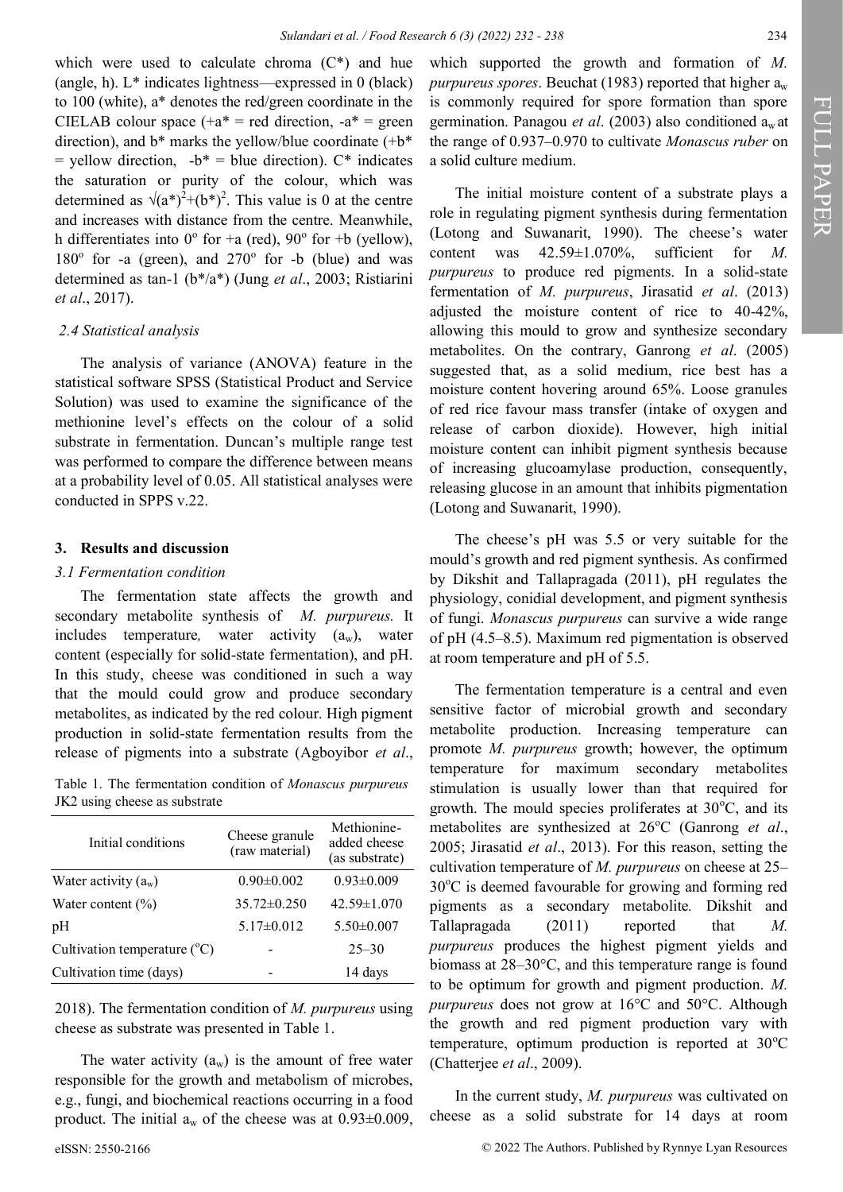which were used to calculate chroma (C*) and hue (angle, h). L* indicates lightness—expressed in 0 (black) to 100 (white), a* denotes the red/green coordinate in the CIELAB colour space (+a* = red direction, -a* = green direction), and b* marks the yellow/blue coordinate (+b* = yellow direction, -b* = blue direction). C* indicates the saturation or purity of the colour, which was determined as $\sqrt{(a^*)^2+(b^*)^2}$. This value is 0 at the centre and increases with distance from the centre. Meanwhile, h differentiates into 0° for +a (red), 90° for +b (yellow), 180° for -a (green), and 270° for -b (blue) and was determined as tan-1 (b*/a*) (Jung *et al*., 2003; Ristiarini *et al*., 2017).

### *2.4 Statistical analysis*

The analysis of variance (ANOVA) feature in the statistical software SPSS (Statistical Product and Service Solution) was used to examine the significance of the methionine level's effects on the colour of a solid substrate in fermentation. Duncan's multiple range test was performed to compare the difference between means at a probability level of 0.05. All statistical analyses were conducted in SPPS v.22.

## 3. Results and discussion

### *3.1 Fermentation condition*

The fermentation state affects the growth and secondary metabolite synthesis of *M. purpureus.* It includes temperature, water activity ($a_w$), water content (especially for solid-state fermentation), and pH. In this study, cheese was conditioned in such a way that the mould could grow and produce secondary metabolites, as indicated by the red colour. High pigment production in solid-state fermentation results from the release of pigments into a substrate (Agboyibor *et al*., 2018). The fermentation condition of *M. purpureus* using cheese as substrate was presented in Table 1.

Table 1. The fermentation condition of *Monascus purpureus* JK2 using cheese as substrate

| Initial conditions | Cheese granule (raw material) | Methionine-added cheese (as substrate) |
|---|---|---|
| Water activity ($a_w$) | 0.90±0.002 | 0.93±0.009 |
| Water content (%) | 35.72±0.250 | 42.59±1.070 |
| pH | 5.17±0.012 | 5.50±0.007 |
| Cultivation temperature (°C) | - | 25–30 |
| Cultivation time (days) | - | 14 days |

The water activity ($a_w$) is the amount of free water responsible for the growth and metabolism of microbes, e.g., fungi, and biochemical reactions occurring in a food product. The initial $a_w$ of the cheese was at 0.93±0.009, which supported the growth and formation of *M. purpureus spores*. Beuchat (1983) reported that higher $a_w$ is commonly required for spore formation than spore germination. Panagou *et al*. (2003) also conditioned $a_w$ at the range of 0.937–0.970 to cultivate *Monascus ruber* on a solid culture medium.

The initial moisture content of a substrate plays a role in regulating pigment synthesis during fermentation (Lotong and Suwanarit, 1990). The cheese's water content was 42.59±1.070%, sufficient for *M. purpureus* to produce red pigments. In a solid-state fermentation of *M. purpureus*, Jirasatid *et al*. (2013) adjusted the moisture content of rice to 40-42%, allowing this mould to grow and synthesize secondary metabolites. On the contrary, Ganrong *et al*. (2005) suggested that, as a solid medium, rice best has a moisture content hovering around 65%. Loose granules of red rice favour mass transfer (intake of oxygen and release of carbon dioxide). However, high initial moisture content can inhibit pigment synthesis because of increasing glucoamylase production, consequently, releasing glucose in an amount that inhibits pigmentation (Lotong and Suwanarit, 1990).

The cheese's pH was 5.5 or very suitable for the mould's growth and red pigment synthesis. As confirmed by Dikshit and Tallapragada (2011), pH regulates the physiology, conidial development, and pigment synthesis of fungi. *Monascus purpureus* can survive a wide range of pH (4.5–8.5). Maximum red pigmentation is observed at room temperature and pH of 5.5.

The fermentation temperature is a central and even sensitive factor of microbial growth and secondary metabolite production. Increasing temperature can promote *M. purpureus* growth; however, the optimum temperature for maximum secondary metabolites stimulation is usually lower than that required for growth. The mould species proliferates at 30°C, and its metabolites are synthesized at 26°C (Ganrong *et al*., 2005; Jirasatid *et al*., 2013). For this reason, setting the cultivation temperature of *M. purpureus* on cheese at 25–30°C is deemed favourable for growing and forming red pigments as a secondary metabolite. Dikshit and Tallapragada (2011) reported that *M. purpureus* produces the highest pigment yields and biomass at 28–30°C, and this temperature range is found to be optimum for growth and pigment production. *M. purpureus* does not grow at 16°C and 50°C. Although the growth and red pigment production vary with temperature, optimum production is reported at 30°C (Chatterjee *et al*., 2009).

In the current study, *M. purpureus* was cultivated on cheese as a solid substrate for 14 days at room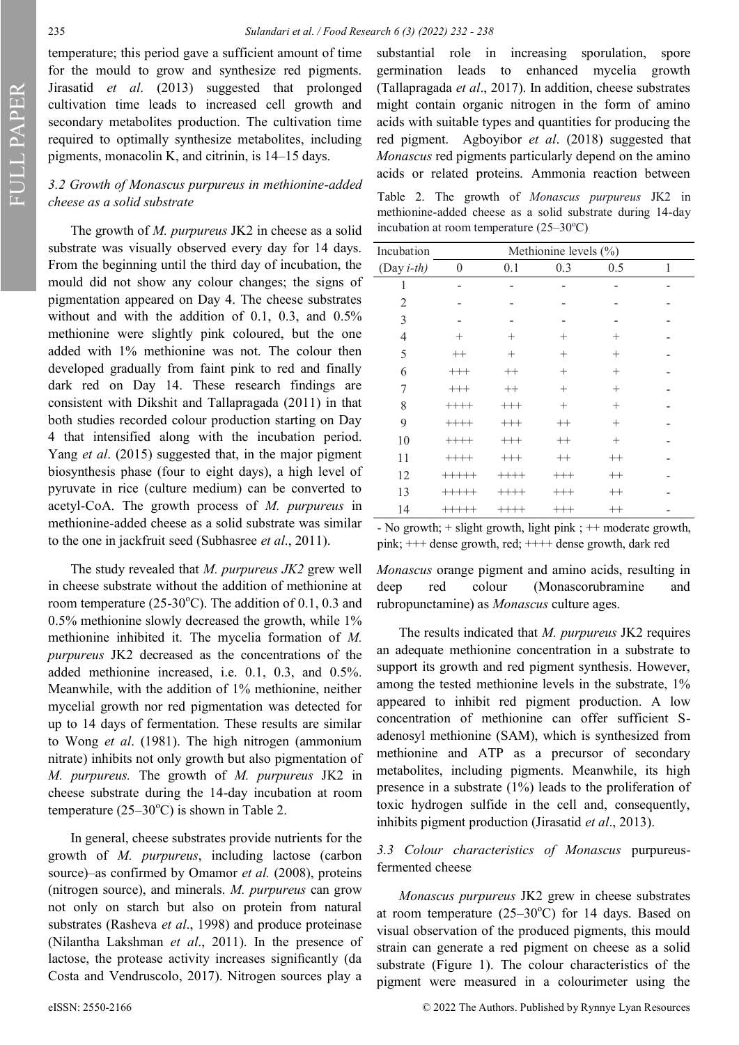temperature; this period gave a sufficient amount of time for the mould to grow and synthesize red pigments. Jirasatid *et al*. (2013) suggested that prolonged cultivation time leads to increased cell growth and secondary metabolites production. The cultivation time required to optimally synthesize metabolites, including pigments, monacolin K, and citrinin, is 14–15 days.

### 3.2 Growth of *Monascus purpureus* in methionine-added cheese as a solid substrate

The growth of *M. purpureus* JK2 in cheese as a solid substrate was visually observed every day for 14 days. From the beginning until the third day of incubation, the mould did not show any colour changes; the signs of pigmentation appeared on Day 4. The cheese substrates without and with the addition of 0.1, 0.3, and 0.5% methionine were slightly pink coloured, but the one added with 1% methionine was not. The colour then developed gradually from faint pink to red and finally dark red on Day 14. These research findings are consistent with Dikshit and Tallapragada (2011) in that both studies recorded colour production starting on Day 4 that intensified along with the incubation period. Yang *et al*. (2015) suggested that, in the major pigment biosynthesis phase (four to eight days), a high level of pyruvate in rice (culture medium) can be converted to acetyl-CoA. The growth process of *M. purpureus* in methionine-added cheese as a solid substrate was similar to the one in jackfruit seed (Subhasree *et al*., 2011).

The study revealed that *M. purpureus JK2* grew well in cheese substrate without the addition of methionine at room temperature (25-30°C). The addition of 0.1, 0.3 and 0.5% methionine slowly decreased the growth, while 1% methionine inhibited it. The mycelia formation of *M. purpureus* JK2 decreased as the concentrations of the added methionine increased, i.e. 0.1, 0.3, and 0.5%. Meanwhile, with the addition of 1% methionine, neither mycelial growth nor red pigmentation was detected for up to 14 days of fermentation. These results are similar to Wong *et al*. (1981). The high nitrogen (ammonium nitrate) inhibits not only growth but also pigmentation of *M. purpureus.* The growth of *M. purpureus* JK2 in cheese substrate during the 14-day incubation at room temperature (25–30°C) is shown in Table 2.

In general, cheese substrates provide nutrients for the growth of *M. purpureus*, including lactose (carbon source)–as confirmed by Omamor *et al.* (2008), proteins (nitrogen source), and minerals. *M. purpureus* can grow not only on starch but also on protein from natural substrates (Rasheva *et al*., 1998) and produce proteinase (Nilantha Lakshman *et al*., 2011). In the presence of lactose, the protease activity increases significantly (da Costa and Vendruscolo, 2017). Nitrogen sources play a substantial role in increasing sporulation, spore germination leads to enhanced mycelia growth (Tallapragada *et al*., 2017). In addition, cheese substrates might contain organic nitrogen in the form of amino acids with suitable types and quantities for producing the red pigment. Agboyibor *et al*. (2018) suggested that *Monascus* red pigments particularly depend on the amino acids or related proteins. Ammonia reaction between *Monascus* orange pigment and amino acids, resulting in deep red colour (Monascorubramine and rubropunctamine) as *Monascus* culture ages.

Table 2. The growth of *Monascus purpureus* JK2 in methionine-added cheese as a solid substrate during 14-day incubation at room temperature (25–30°C)

| Incubation | Methionine levels (%) | | | | |
|---|---|---|---|---|---|
| (Day *i-th*) | 0 | 0.1 | 0.3 | 0.5 | 1 |
| 1 | - | - | - | - | - |
| 2 | - | - | - | - | - |
| 3 | - | - | - | - | - |
| 4 | + | + | + | + | - |
| 5 | ++ | + | + | + | - |
| 6 | +++ | ++ | + | + | - |
| 7 | +++ | ++ | + | + | - |
| 8 | ++++ | +++ | + | + | - |
| 9 | ++++ | +++ | ++ | + | - |
| 10 | ++++ | +++ | ++ | + | - |
| 11 | ++++ | +++ | ++ | ++ | - |
| 12 | +++++ | ++++ | +++ | ++ | - |
| 13 | +++++ | ++++ | +++ | ++ | - |
| 14 | +++++ | ++++ | +++ | ++ | - |

- No growth; + slight growth, light pink ; ++ moderate growth, pink; +++ dense growth, red; ++++ dense growth, dark red

The results indicated that *M. purpureus* JK2 requires an adequate methionine concentration in a substrate to support its growth and red pigment synthesis. However, among the tested methionine levels in the substrate, 1% appeared to inhibit red pigment production. A low concentration of methionine can offer sufficient S-adenosyl methionine (SAM), which is synthesized from methionine and ATP as a precursor of secondary metabolites, including pigments. Meanwhile, its high presence in a substrate (1%) leads to the proliferation of toxic hydrogen sulfide in the cell and, consequently, inhibits pigment production (Jirasatid *et al*., 2013).

### 3.3 Colour characteristics of Monascus purpureus-fermented cheese

*Monascus purpureus* JK2 grew in cheese substrates at room temperature (25–30°C) for 14 days. Based on visual observation of the produced pigments, this mould strain can generate a red pigment on cheese as a solid substrate (Figure 1). The colour characteristics of the pigment were measured in a colourimeter using the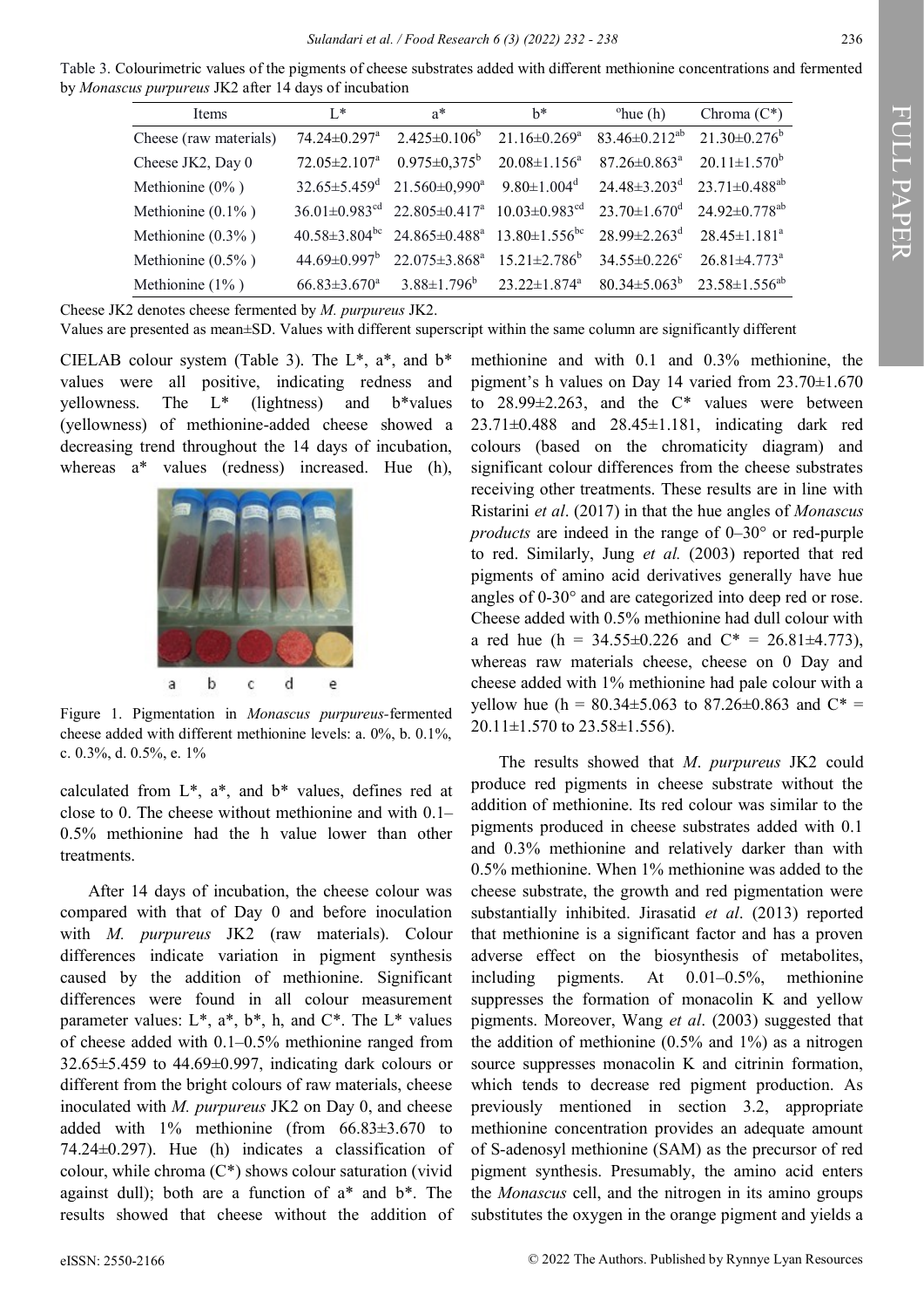Table 3. Colourimetric values of the pigments of cheese substrates added with different methionine concentrations and fermented by *Monascus purpureus* JK2 after 14 days of incubation

| Items | L* | a* | b* | °hue (h) | Chroma (C*) |
|---|---|---|---|---|---|
| Cheese (raw materials) | 74.24±0.297[a] | 2.425±0.106[b] | 21.16±0.269[a] | 83.46±0.212[ab] | 21.30±0.276[b] |
| Cheese JK2, Day 0 | 72.05±2.107[a] | 0.975±0,375[b] | 20.08±1.156[a] | 87.26±0.863[a] | 20.11±1.570[b] |
| Methionine (0% ) | 32.65±5.459[d] | 21.560±0,990[a] | 9.80±1.004[d] | 24.48±3.203[d] | 23.71±0.488[ab] |
| Methionine (0.1% ) | 36.01±0.983[cd] | 22.805±0.417[a] | 10.03±0.983[cd] | 23.70±1.670[d] | 24.92±0.778[ab] |
| Methionine (0.3% ) | 40.58±3.804[bc] | 24.865±0.488[a] | 13.80±1.556[bc] | 28.99±2.263[d] | 28.45±1.181[a] |
| Methionine (0.5% ) | 44.69±0.997[b] | 22.075±3.868[a] | 15.21±2.786[b] | 34.55±0.226[c] | 26.81±4.773[a] |
| Methionine (1% ) | 66.83±3.670[a] | 3.88±1.796[b] | 23.22±1.874[a] | 80.34±5.063[b] | 23.58±1.556[ab] |

Cheese JK2 denotes cheese fermented by *M. purpureus* JK2.
Values are presented as mean±SD. Values with different superscript within the same column are significantly different

CIELAB colour system (Table 3). The L*, a*, and b* values were all positive, indicating redness and yellowness. The L* (lightness) and b*values (yellowness) of methionine-added cheese showed a decreasing trend throughout the 14 days of incubation, whereas a* values (redness) increased. Hue (h), calculated from L*, a*, and b* values, defines red at close to 0. The cheese without methionine and with 0.1–0.5% methionine had the h value lower than other treatments.

Figure 1. Pigmentation in *Monascus purpureus*-fermented cheese added with different methionine levels: a. 0%, b. 0.1%, c. 0.3%, d. 0.5%, e. 1%

After 14 days of incubation, the cheese colour was compared with that of Day 0 and before inoculation with *M. purpureus* JK2 (raw materials). Colour differences indicate variation in pigment synthesis caused by the addition of methionine. Significant differences were found in all colour measurement parameter values: L*, a*, b*, h, and C*. The L* values of cheese added with 0.1–0.5% methionine ranged from 32.65±5.459 to 44.69±0.997, indicating dark colours or different from the bright colours of raw materials, cheese inoculated with *M. purpureus* JK2 on Day 0, and cheese added with 1% methionine (from 66.83±3.670 to 74.24±0.297). Hue (h) indicates a classification of colour, while chroma (C*) shows colour saturation (vivid against dull); both are a function of a* and b*. The results showed that cheese without the addition of methionine and with 0.1 and 0.3% methionine, the pigment's h values on Day 14 varied from 23.70±1.670 to 28.99±2.263, and the C* values were between 23.71±0.488 and 28.45±1.181, indicating dark red colours (based on the chromaticity diagram) and significant colour differences from the cheese substrates receiving other treatments. These results are in line with Ristarini *et al*. (2017) in that the hue angles of *Monascus products* are indeed in the range of 0–30° or red-purple to red. Similarly, Jung *et al.* (2003) reported that red pigments of amino acid derivatives generally have hue angles of 0-30° and are categorized into deep red or rose. Cheese added with 0.5% methionine had dull colour with a red hue (h = 34.55±0.226 and C* = 26.81±4.773), whereas raw materials cheese, cheese on 0 Day and cheese added with 1% methionine had pale colour with a yellow hue (h = 80.34±5.063 to 87.26±0.863 and C* = 20.11±1.570 to 23.58±1.556).

The results showed that *M. purpureus* JK2 could produce red pigments in cheese substrate without the addition of methionine. Its red colour was similar to the pigments produced in cheese substrates added with 0.1 and 0.3% methionine and relatively darker than with 0.5% methionine. When 1% methionine was added to the cheese substrate, the growth and red pigmentation were substantially inhibited. Jirasatid *et al*. (2013) reported that methionine is a significant factor and has a proven adverse effect on the biosynthesis of metabolites, including pigments. At 0.01–0.5%, methionine suppresses the formation of monacolin K and yellow pigments. Moreover, Wang *et al*. (2003) suggested that the addition of methionine (0.5% and 1%) as a nitrogen source suppresses monacolin K and citrinin formation, which tends to decrease red pigment production. As previously mentioned in section 3.2, appropriate methionine concentration provides an adequate amount of S-adenosyl methionine (SAM) as the precursor of red pigment synthesis. Presumably, the amino acid enters the *Monascus* cell, and the nitrogen in its amino groups substitutes the oxygen in the orange pigment and yields a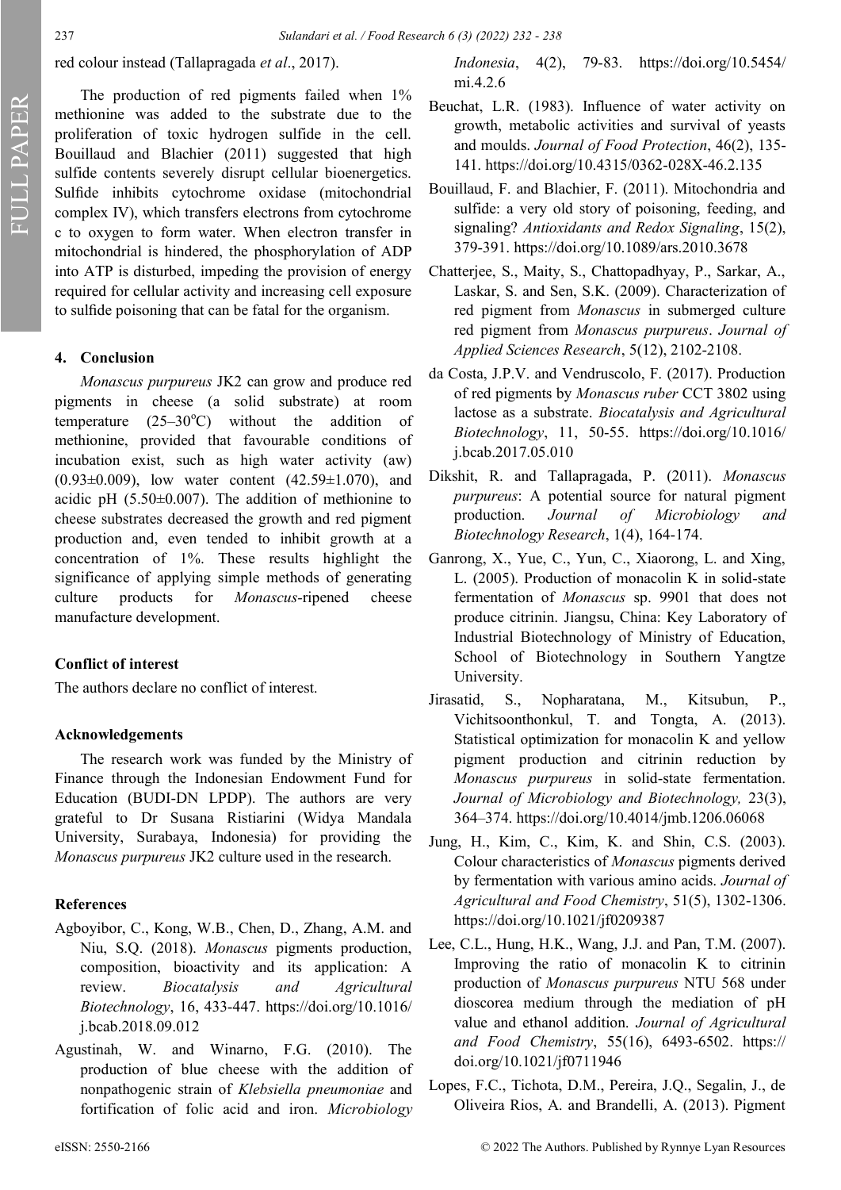red colour instead (Tallapragada *et al*., 2017).

The production of red pigments failed when 1% methionine was added to the substrate due to the proliferation of toxic hydrogen sulfide in the cell. Bouillaud and Blachier (2011) suggested that high sulfide contents severely disrupt cellular bioenergetics. Sulfide inhibits cytochrome oxidase (mitochondrial complex IV), which transfers electrons from cytochrome c to oxygen to form water. When electron transfer in mitochondrial is hindered, the phosphorylation of ADP into ATP is disturbed, impeding the provision of energy required for cellular activity and increasing cell exposure to sulfide poisoning that can be fatal for the organism.

## 4. Conclusion

*Monascus purpureus* JK2 can grow and produce red pigments in cheese (a solid substrate) at room temperature (25–30°C) without the addition of methionine, provided that favourable conditions of incubation exist, such as high water activity (aw) (0.93±0.009), low water content (42.59±1.070), and acidic pH (5.50±0.007). The addition of methionine to cheese substrates decreased the growth and red pigment production and, even tended to inhibit growth at a concentration of 1%. These results highlight the significance of applying simple methods of generating culture products for *Monascus*-ripened cheese manufacture development.

## Conflict of interest

The authors declare no conflict of interest.

## Acknowledgements

The research work was funded by the Ministry of Finance through the Indonesian Endowment Fund for Education (BUDI-DN LPDP). The authors are very grateful to Dr Susana Ristiarini (Widya Mandala University, Surabaya, Indonesia) for providing the *Monascus purpureus* JK2 culture used in the research.

## References

Agboyibor, C., Kong, W.B., Chen, D., Zhang, A.M. and Niu, S.Q. (2018). *Monascus* pigments production, composition, bioactivity and its application: A review. *Biocatalysis and Agricultural Biotechnology*, 16, 433-447. https://doi.org/10.1016/j.bcab.2018.09.012

Agustinah, W. and Winarno, F.G. (2010). The production of blue cheese with the addition of nonpathogenic strain of *Klebsiella pneumoniae* and fortification of folic acid and iron. *Microbiology Indonesia*, 4(2), 79-83. https://doi.org/10.5454/mi.4.2.6

Beuchat, L.R. (1983). Influence of water activity on growth, metabolic activities and survival of yeasts and moulds. *Journal of Food Protection*, 46(2), 135-141. https://doi.org/10.4315/0362-028X-46.2.135

Bouillaud, F. and Blachier, F. (2011). Mitochondria and sulfide: a very old story of poisoning, feeding, and signaling? *Antioxidants and Redox Signaling*, 15(2), 379-391. https://doi.org/10.1089/ars.2010.3678

Chatterjee, S., Maity, S., Chattopadhyay, P., Sarkar, A., Laskar, S. and Sen, S.K. (2009). Characterization of red pigment from *Monascus* in submerged culture red pigment from *Monascus purpureus*. *Journal of Applied Sciences Research*, 5(12), 2102-2108.

da Costa, J.P.V. and Vendruscolo, F. (2017). Production of red pigments by *Monascus ruber* CCT 3802 using lactose as a substrate. *Biocatalysis and Agricultural Biotechnology*, 11, 50-55. https://doi.org/10.1016/j.bcab.2017.05.010

Dikshit, R. and Tallapragada, P. (2011). *Monascus purpureus*: A potential source for natural pigment production. *Journal of Microbiology and Biotechnology Research*, 1(4), 164-174.

Ganrong, X., Yue, C., Yun, C., Xiaorong, L. and Xing, L. (2005). Production of monacolin K in solid-state fermentation of *Monascus* sp. 9901 that does not produce citrinin. Jiangsu, China: Key Laboratory of Industrial Biotechnology of Ministry of Education, School of Biotechnology in Southern Yangtze University.

Jirasatid, S., Nopharatana, M., Kitsubun, P., Vichitsoonthonkul, T. and Tongta, A. (2013). Statistical optimization for monacolin K and yellow pigment production and citrinin reduction by *Monascus purpureus* in solid-state fermentation. *Journal of Microbiology and Biotechnology,* 23(3), 364–374. https://doi.org/10.4014/jmb.1206.06068

Jung, H., Kim, C., Kim, K. and Shin, C.S. (2003). Colour characteristics of *Monascus* pigments derived by fermentation with various amino acids. *Journal of Agricultural and Food Chemistry*, 51(5), 1302-1306. https://doi.org/10.1021/jf0209387

Lee, C.L., Hung, H.K., Wang, J.J. and Pan, T.M. (2007). Improving the ratio of monacolin K to citrinin production of *Monascus purpureus* NTU 568 under dioscorea medium through the mediation of pH value and ethanol addition. *Journal of Agricultural and Food Chemistry*, 55(16), 6493-6502. https://doi.org/10.1021/jf0711946

Lopes, F.C., Tichota, D.M., Pereira, J.Q., Segalin, J., de Oliveira Rios, A. and Brandelli, A. (2013). Pigment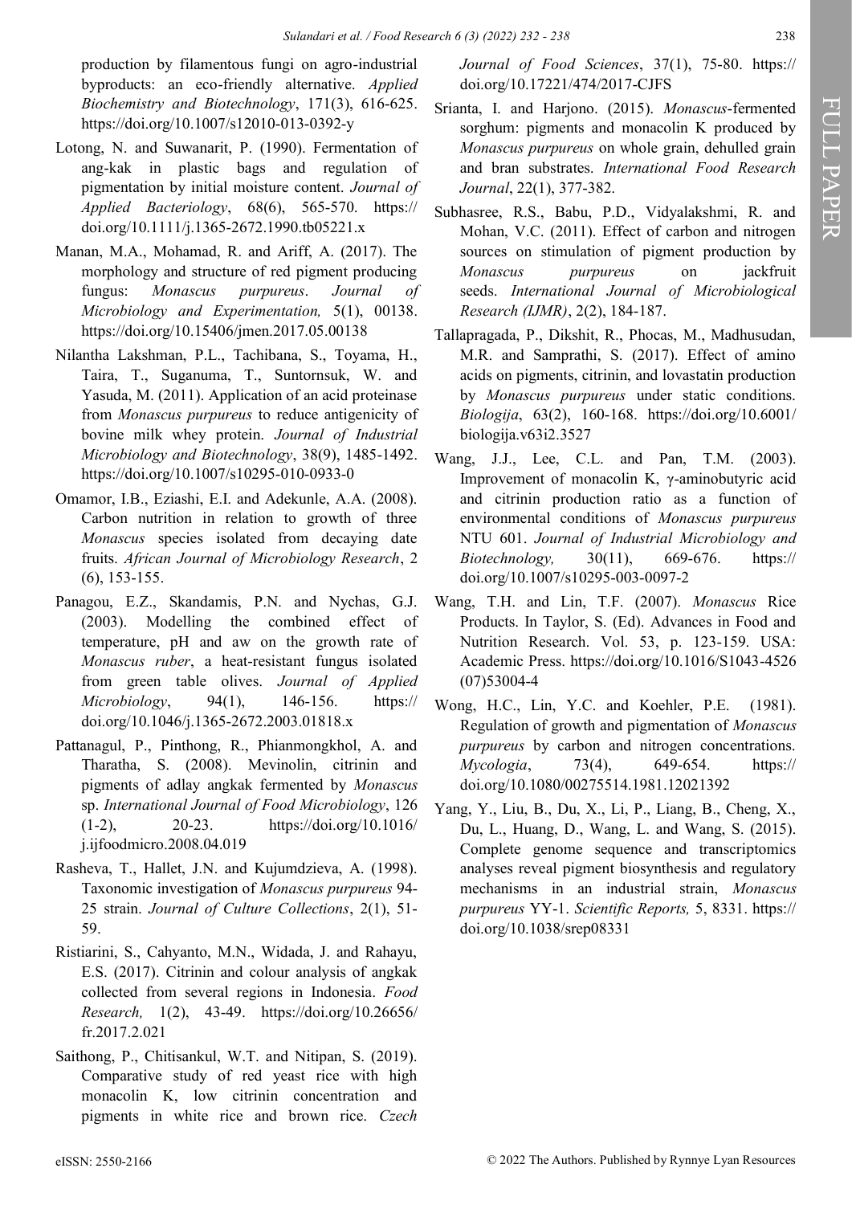production by filamentous fungi on agro-industrial byproducts: an eco-friendly alternative. *Applied Biochemistry and Biotechnology*, 171(3), 616-625. https://doi.org/10.1007/s12010-013-0392-y

Lotong, N. and Suwanarit, P. (1990). Fermentation of ang-kak in plastic bags and regulation of pigmentation by initial moisture content. *Journal of Applied Bacteriology*, 68(6), 565-570. https://doi.org/10.1111/j.1365-2672.1990.tb05221.x

Manan, M.A., Mohamad, R. and Ariff, A. (2017). The morphology and structure of red pigment producing fungus: *Monascus purpureus*. *Journal of Microbiology and Experimentation,* 5(1), 00138. https://doi.org/10.15406/jmen.2017.05.00138

Nilantha Lakshman, P.L., Tachibana, S., Toyama, H., Taira, T., Suganuma, T., Suntornsuk, W. and Yasuda, M. (2011). Application of an acid proteinase from *Monascus purpureus* to reduce antigenicity of bovine milk whey protein. *Journal of Industrial Microbiology and Biotechnology*, 38(9), 1485-1492. https://doi.org/10.1007/s10295-010-0933-0

Omamor, I.B., Eziashi, E.I. and Adekunle, A.A. (2008). Carbon nutrition in relation to growth of three *Monascus* species isolated from decaying date fruits. *African Journal of Microbiology Research*, 2 (6), 153-155.

Panagou, E.Z., Skandamis, P.N. and Nychas, G.J. (2003). Modelling the combined effect of temperature, pH and aw on the growth rate of *Monascus ruber*, a heat-resistant fungus isolated from green table olives. *Journal of Applied Microbiology*, 94(1), 146-156. https://doi.org/10.1046/j.1365-2672.2003.01818.x

Pattanagul, P., Pinthong, R., Phianmongkhol, A. and Tharatha, S. (2008). Mevinolin, citrinin and pigments of adlay angkak fermented by *Monascus* sp. *International Journal of Food Microbiology*, 126 (1-2), 20-23. https://doi.org/10.1016/j.ijfoodmicro.2008.04.019

Rasheva, T., Hallet, J.N. and Kujumdzieva, A. (1998). Taxonomic investigation of *Monascus purpureus* 94-25 strain. *Journal of Culture Collections*, 2(1), 51-59.

Ristiarini, S., Cahyanto, M.N., Widada, J. and Rahayu, E.S. (2017). Citrinin and colour analysis of angkak collected from several regions in Indonesia. *Food Research,* 1(2), 43-49. https://doi.org/10.26656/fr.2017.2.021

Saithong, P., Chitisankul, W.T. and Nitipan, S. (2019). Comparative study of red yeast rice with high monacolin K, low citrinin concentration and pigments in white rice and brown rice. *Czech Journal of Food Sciences*, 37(1), 75-80. https://doi.org/10.17221/474/2017-CJFS

Srianta, I. and Harjono. (2015). *Monascus*-fermented sorghum: pigments and monacolin K produced by *Monascus purpureus* on whole grain, dehulled grain and bran substrates. *International Food Research Journal*, 22(1), 377-382.

Subhasree, R.S., Babu, P.D., Vidyalakshmi, R. and Mohan, V.C. (2011). Effect of carbon and nitrogen sources on stimulation of pigment production by *Monascus purpureus* on jackfruit seeds. *International Journal of Microbiological Research (IJMR)*, 2(2), 184-187.

Tallapragada, P., Dikshit, R., Phocas, M., Madhusudan, M.R. and Samprathi, S. (2017). Effect of amino acids on pigments, citrinin, and lovastatin production by *Monascus purpureus* under static conditions. *Biologija*, 63(2), 160-168. https://doi.org/10.6001/biologija.v63i2.3527

Wang, J.J., Lee, C.L. and Pan, T.M. (2003). Improvement of monacolin K, γ-aminobutyric acid and citrinin production ratio as a function of environmental conditions of *Monascus purpureus* NTU 601. *Journal of Industrial Microbiology and Biotechnology,* 30(11), 669-676. https://doi.org/10.1007/s10295-003-0097-2

Wang, T.H. and Lin, T.F. (2007). *Monascus* Rice Products. In Taylor, S. (Ed). Advances in Food and Nutrition Research. Vol. 53, p. 123-159. USA: Academic Press. https://doi.org/10.1016/S1043-4526(07)53004-4

Wong, H.C., Lin, Y.C. and Koehler, P.E. (1981). Regulation of growth and pigmentation of *Monascus purpureus* by carbon and nitrogen concentrations. *Mycologia*, 73(4), 649-654. https://doi.org/10.1080/00275514.1981.12021392

Yang, Y., Liu, B., Du, X., Li, P., Liang, B., Cheng, X., Du, L., Huang, D., Wang, L. and Wang, S. (2015). Complete genome sequence and transcriptomics analyses reveal pigment biosynthesis and regulatory mechanisms in an industrial strain, *Monascus purpureus* YY-1. *Scientific Reports,* 5, 8331. https://doi.org/10.1038/srep08331